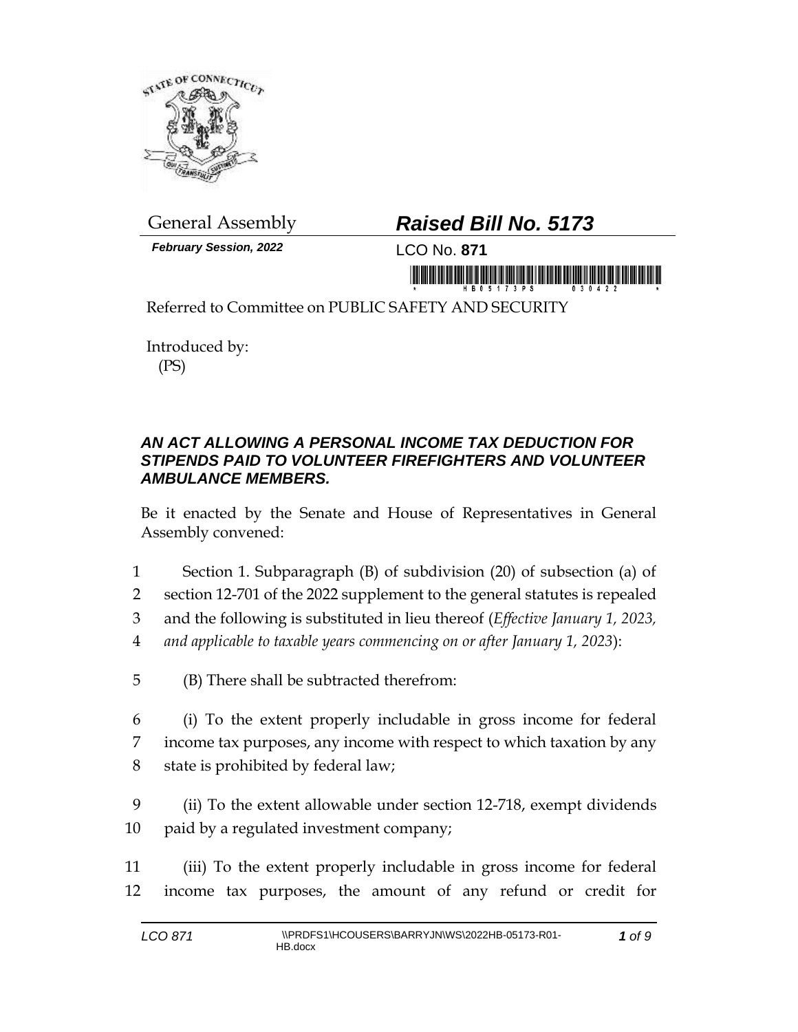General Assembly

***Raised Bill No. 5173***

***February Session, 2022***

LCO No. **871**

Referred to Committee on PUBLIC SAFETY AND SECURITY

Introduced by:
(PS)

### *AN ACT ALLOWING A PERSONAL INCOME TAX DEDUCTION FOR STIPENDS PAID TO VOLUNTEER FIREFIGHTERS AND VOLUNTEER AMBULANCE MEMBERS.*

Be it enacted by the Senate and House of Representatives in General Assembly convened:

1 Section 1. Subparagraph (B) of subdivision (20) of subsection (a) of
2 section 12-701 of the 2022 supplement to the general statutes is repealed
3 and the following is substituted in lieu thereof (*Effective January 1, 2023,*
4 *and applicable to taxable years commencing on or after January 1, 2023*):

5 (B) There shall be subtracted therefrom:

6 (i) To the extent properly includable in gross income for federal
7 income tax purposes, any income with respect to which taxation by any
8 state is prohibited by federal law;

9 (ii) To the extent allowable under section 12-718, exempt dividends
10 paid by a regulated investment company;

11 (iii) To the extent properly includable in gross income for federal
12 income tax purposes, the amount of any refund or credit for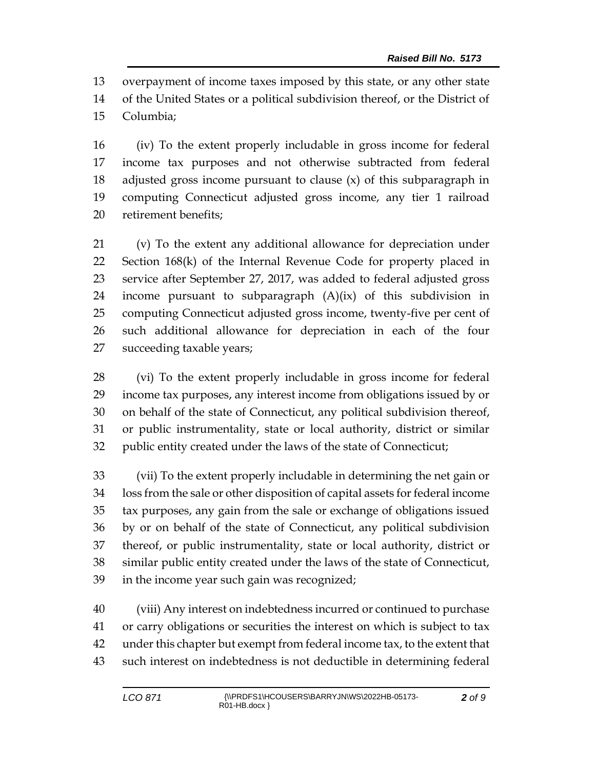overpayment of income taxes imposed by this state, or any other state of the United States or a political subdivision thereof, or the District of Columbia;

(iv) To the extent properly includable in gross income for federal income tax purposes and not otherwise subtracted from federal adjusted gross income pursuant to clause (x) of this subparagraph in computing Connecticut adjusted gross income, any tier 1 railroad retirement benefits;

(v) To the extent any additional allowance for depreciation under Section 168(k) of the Internal Revenue Code for property placed in service after September 27, 2017, was added to federal adjusted gross income pursuant to subparagraph (A)(ix) of this subdivision in computing Connecticut adjusted gross income, twenty-five per cent of such additional allowance for depreciation in each of the four succeeding taxable years;

(vi) To the extent properly includable in gross income for federal income tax purposes, any interest income from obligations issued by or on behalf of the state of Connecticut, any political subdivision thereof, or public instrumentality, state or local authority, district or similar public entity created under the laws of the state of Connecticut;

(vii) To the extent properly includable in determining the net gain or loss from the sale or other disposition of capital assets for federal income tax purposes, any gain from the sale or exchange of obligations issued by or on behalf of the state of Connecticut, any political subdivision thereof, or public instrumentality, state or local authority, district or similar public entity created under the laws of the state of Connecticut, in the income year such gain was recognized;

(viii) Any interest on indebtedness incurred or continued to purchase or carry obligations or securities the interest on which is subject to tax under this chapter but exempt from federal income tax, to the extent that such interest on indebtedness is not deductible in determining federal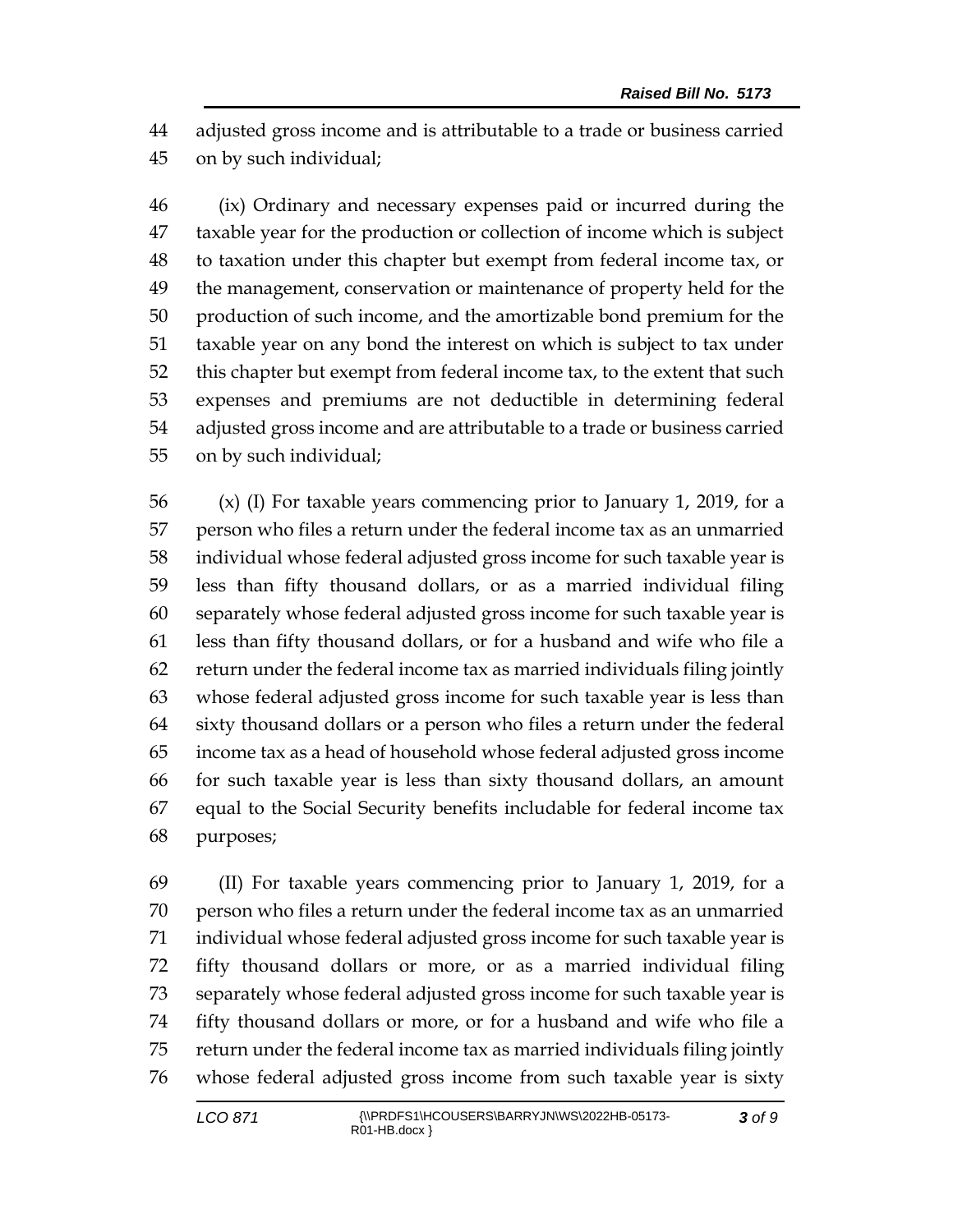adjusted gross income and is attributable to a trade or business carried on by such individual;

(ix) Ordinary and necessary expenses paid or incurred during the taxable year for the production or collection of income which is subject to taxation under this chapter but exempt from federal income tax, or the management, conservation or maintenance of property held for the production of such income, and the amortizable bond premium for the taxable year on any bond the interest on which is subject to tax under this chapter but exempt from federal income tax, to the extent that such expenses and premiums are not deductible in determining federal adjusted gross income and are attributable to a trade or business carried on by such individual;

(x) (I) For taxable years commencing prior to January 1, 2019, for a person who files a return under the federal income tax as an unmarried individual whose federal adjusted gross income for such taxable year is less than fifty thousand dollars, or as a married individual filing separately whose federal adjusted gross income for such taxable year is less than fifty thousand dollars, or for a husband and wife who file a return under the federal income tax as married individuals filing jointly whose federal adjusted gross income for such taxable year is less than sixty thousand dollars or a person who files a return under the federal income tax as a head of household whose federal adjusted gross income for such taxable year is less than sixty thousand dollars, an amount equal to the Social Security benefits includable for federal income tax purposes;

(II) For taxable years commencing prior to January 1, 2019, for a person who files a return under the federal income tax as an unmarried individual whose federal adjusted gross income for such taxable year is fifty thousand dollars or more, or as a married individual filing separately whose federal adjusted gross income for such taxable year is fifty thousand dollars or more, or for a husband and wife who file a return under the federal income tax as married individuals filing jointly whose federal adjusted gross income from such taxable year is sixty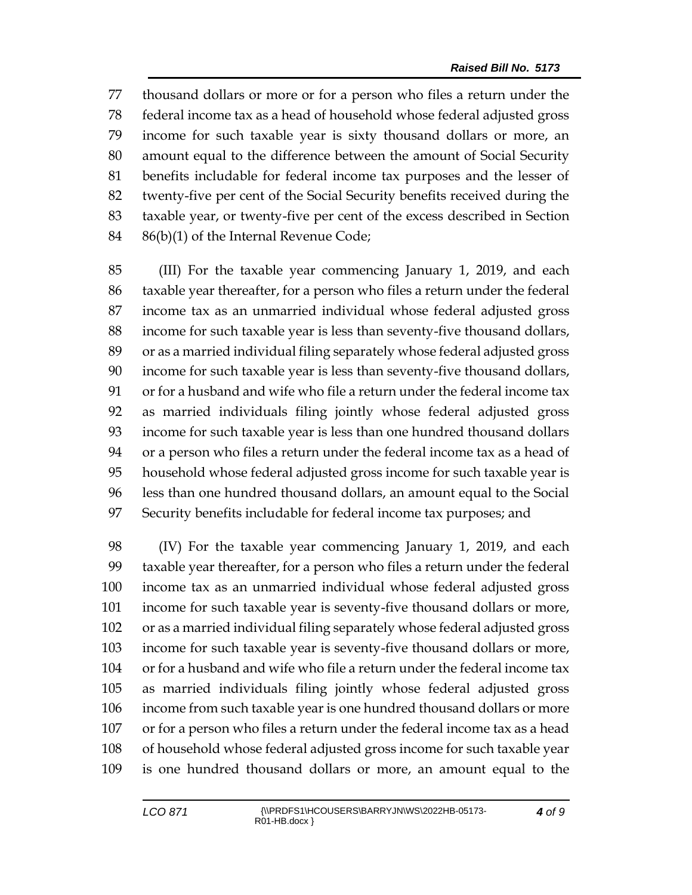thousand dollars or more or for a person who files a return under the federal income tax as a head of household whose federal adjusted gross income for such taxable year is sixty thousand dollars or more, an amount equal to the difference between the amount of Social Security benefits includable for federal income tax purposes and the lesser of twenty-five per cent of the Social Security benefits received during the taxable year, or twenty-five per cent of the excess described in Section 86(b)(1) of the Internal Revenue Code;

(III) For the taxable year commencing January 1, 2019, and each taxable year thereafter, for a person who files a return under the federal income tax as an unmarried individual whose federal adjusted gross income for such taxable year is less than seventy-five thousand dollars, or as a married individual filing separately whose federal adjusted gross income for such taxable year is less than seventy-five thousand dollars, or for a husband and wife who file a return under the federal income tax as married individuals filing jointly whose federal adjusted gross income for such taxable year is less than one hundred thousand dollars or a person who files a return under the federal income tax as a head of household whose federal adjusted gross income for such taxable year is less than one hundred thousand dollars, an amount equal to the Social Security benefits includable for federal income tax purposes; and

(IV) For the taxable year commencing January 1, 2019, and each taxable year thereafter, for a person who files a return under the federal income tax as an unmarried individual whose federal adjusted gross income for such taxable year is seventy-five thousand dollars or more, or as a married individual filing separately whose federal adjusted gross income for such taxable year is seventy-five thousand dollars or more, or for a husband and wife who file a return under the federal income tax as married individuals filing jointly whose federal adjusted gross income from such taxable year is one hundred thousand dollars or more or for a person who files a return under the federal income tax as a head of household whose federal adjusted gross income for such taxable year is one hundred thousand dollars or more, an amount equal to the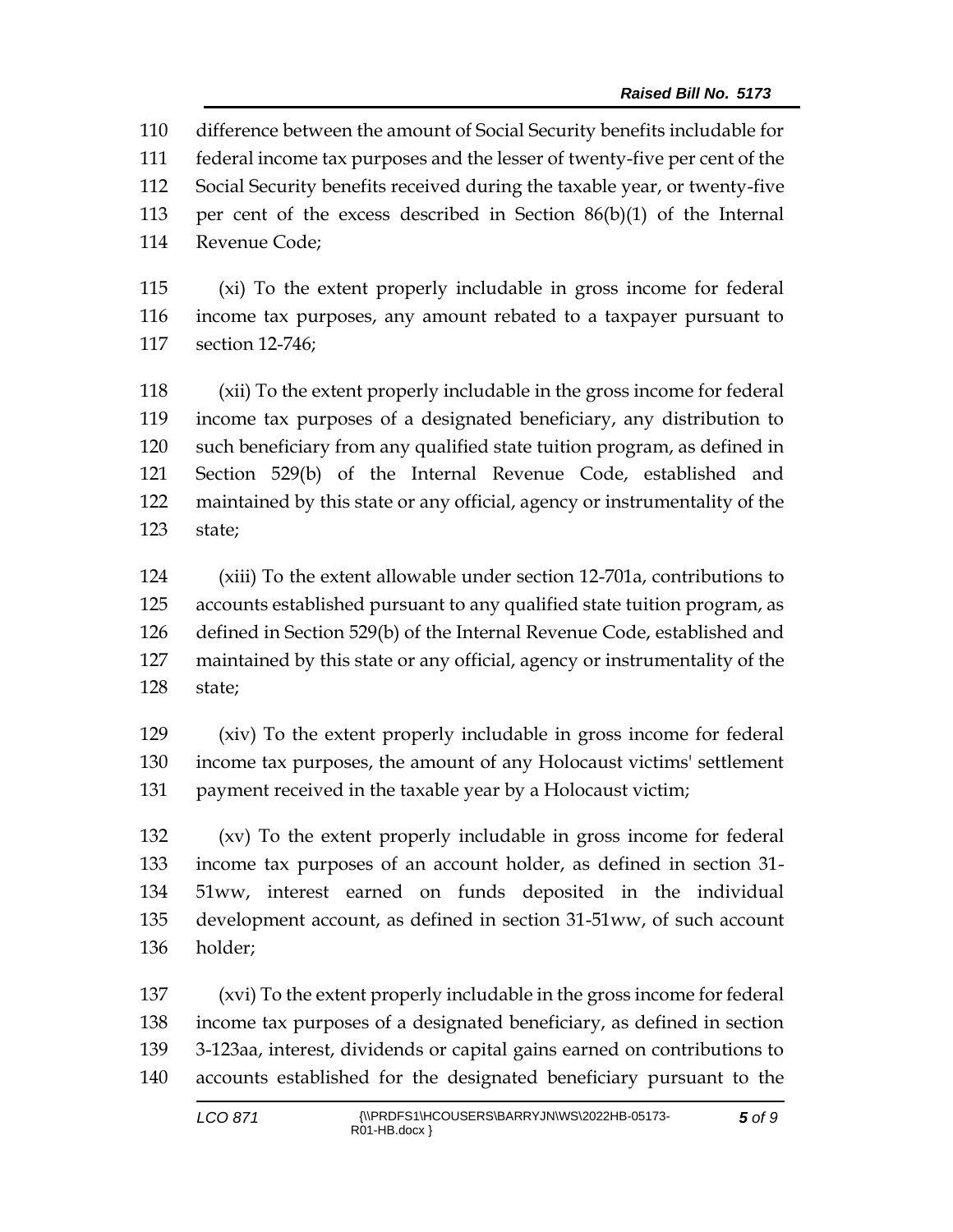difference between the amount of Social Security benefits includable for federal income tax purposes and the lesser of twenty-five per cent of the Social Security benefits received during the taxable year, or twenty-five per cent of the excess described in Section 86(b)(1) of the Internal Revenue Code;

(xi) To the extent properly includable in gross income for federal income tax purposes, any amount rebated to a taxpayer pursuant to section 12-746;

(xii) To the extent properly includable in the gross income for federal income tax purposes of a designated beneficiary, any distribution to such beneficiary from any qualified state tuition program, as defined in Section 529(b) of the Internal Revenue Code, established and maintained by this state or any official, agency or instrumentality of the state;

(xiii) To the extent allowable under section 12-701a, contributions to accounts established pursuant to any qualified state tuition program, as defined in Section 529(b) of the Internal Revenue Code, established and maintained by this state or any official, agency or instrumentality of the state;

(xiv) To the extent properly includable in gross income for federal income tax purposes, the amount of any Holocaust victims' settlement payment received in the taxable year by a Holocaust victim;

(xv) To the extent properly includable in gross income for federal income tax purposes of an account holder, as defined in section 31-51ww, interest earned on funds deposited in the individual development account, as defined in section 31-51ww, of such account holder;

(xvi) To the extent properly includable in the gross income for federal income tax purposes of a designated beneficiary, as defined in section 3-123aa, interest, dividends or capital gains earned on contributions to accounts established for the designated beneficiary pursuant to the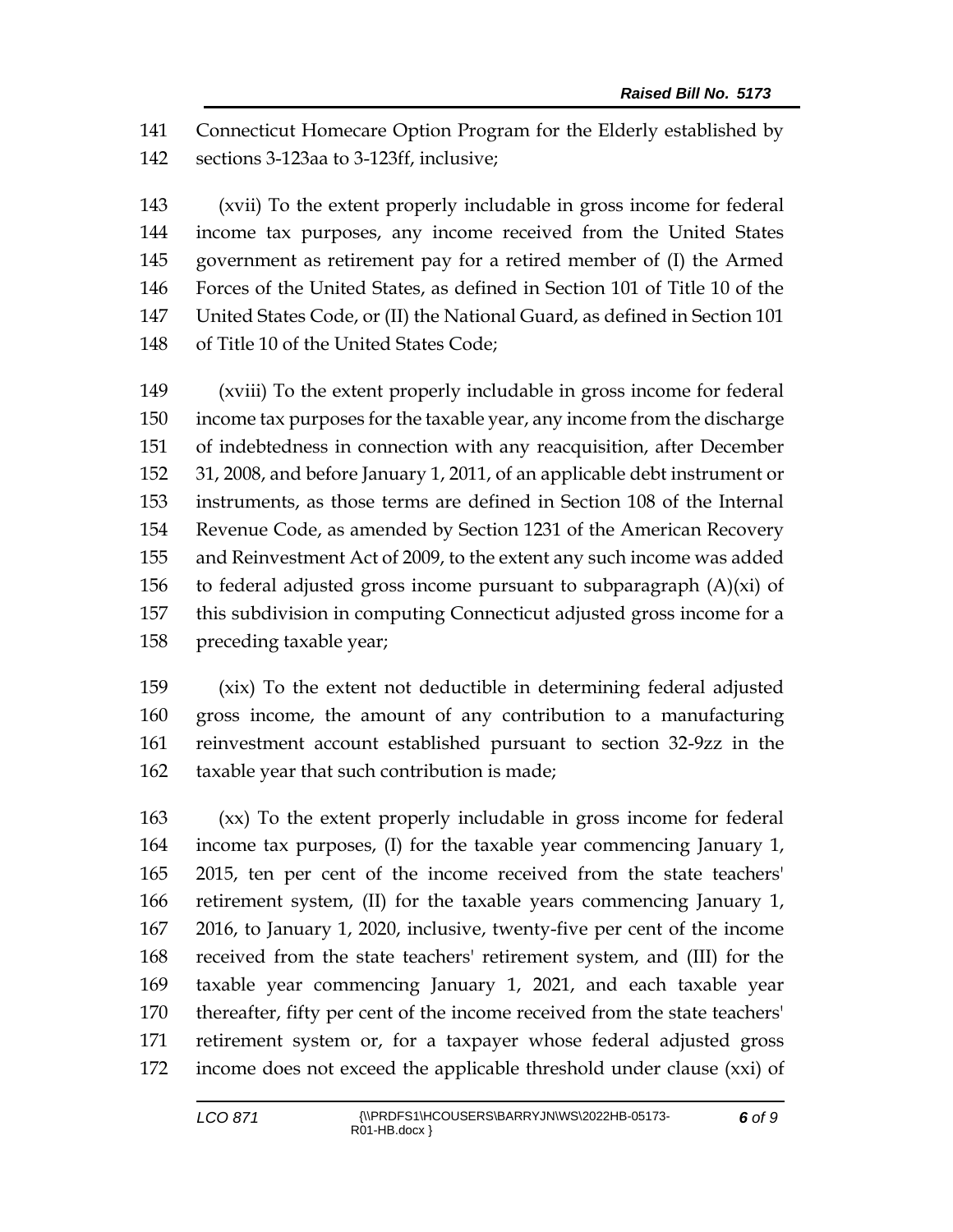Connecticut Homecare Option Program for the Elderly established by sections 3-123aa to 3-123ff, inclusive;

(xvii) To the extent properly includable in gross income for federal income tax purposes, any income received from the United States government as retirement pay for a retired member of (I) the Armed Forces of the United States, as defined in Section 101 of Title 10 of the United States Code, or (II) the National Guard, as defined in Section 101 of Title 10 of the United States Code;

(xviii) To the extent properly includable in gross income for federal income tax purposes for the taxable year, any income from the discharge of indebtedness in connection with any reacquisition, after December 31, 2008, and before January 1, 2011, of an applicable debt instrument or instruments, as those terms are defined in Section 108 of the Internal Revenue Code, as amended by Section 1231 of the American Recovery and Reinvestment Act of 2009, to the extent any such income was added to federal adjusted gross income pursuant to subparagraph (A)(xi) of this subdivision in computing Connecticut adjusted gross income for a preceding taxable year;

(xix) To the extent not deductible in determining federal adjusted gross income, the amount of any contribution to a manufacturing reinvestment account established pursuant to section 32-9zz in the taxable year that such contribution is made;

(xx) To the extent properly includable in gross income for federal income tax purposes, (I) for the taxable year commencing January 1, 2015, ten per cent of the income received from the state teachers' retirement system, (II) for the taxable years commencing January 1, 2016, to January 1, 2020, inclusive, twenty-five per cent of the income received from the state teachers' retirement system, and (III) for the taxable year commencing January 1, 2021, and each taxable year thereafter, fifty per cent of the income received from the state teachers' retirement system or, for a taxpayer whose federal adjusted gross income does not exceed the applicable threshold under clause (xxi) of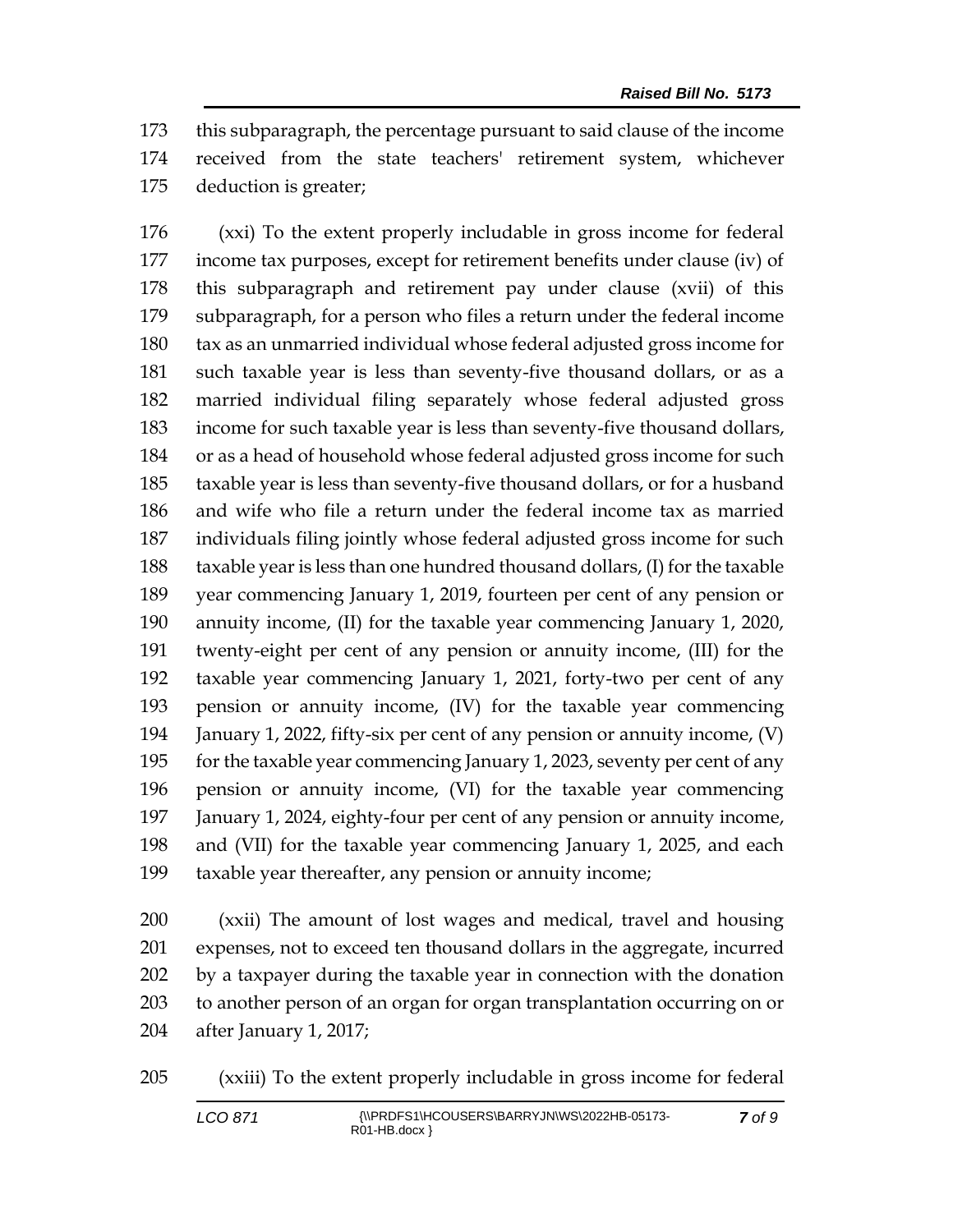this subparagraph, the percentage pursuant to said clause of the income received from the state teachers' retirement system, whichever deduction is greater;

(xxi) To the extent properly includable in gross income for federal income tax purposes, except for retirement benefits under clause (iv) of this subparagraph and retirement pay under clause (xvii) of this subparagraph, for a person who files a return under the federal income tax as an unmarried individual whose federal adjusted gross income for such taxable year is less than seventy-five thousand dollars, or as a married individual filing separately whose federal adjusted gross income for such taxable year is less than seventy-five thousand dollars, or as a head of household whose federal adjusted gross income for such taxable year is less than seventy-five thousand dollars, or for a husband and wife who file a return under the federal income tax as married individuals filing jointly whose federal adjusted gross income for such taxable year is less than one hundred thousand dollars, (I) for the taxable year commencing January 1, 2019, fourteen per cent of any pension or annuity income, (II) for the taxable year commencing January 1, 2020, twenty-eight per cent of any pension or annuity income, (III) for the taxable year commencing January 1, 2021, forty-two per cent of any pension or annuity income, (IV) for the taxable year commencing January 1, 2022, fifty-six per cent of any pension or annuity income, (V) for the taxable year commencing January 1, 2023, seventy per cent of any pension or annuity income, (VI) for the taxable year commencing January 1, 2024, eighty-four per cent of any pension or annuity income, and (VII) for the taxable year commencing January 1, 2025, and each taxable year thereafter, any pension or annuity income;

(xxii) The amount of lost wages and medical, travel and housing expenses, not to exceed ten thousand dollars in the aggregate, incurred by a taxpayer during the taxable year in connection with the donation to another person of an organ for organ transplantation occurring on or after January 1, 2017;

(xxiii) To the extent properly includable in gross income for federal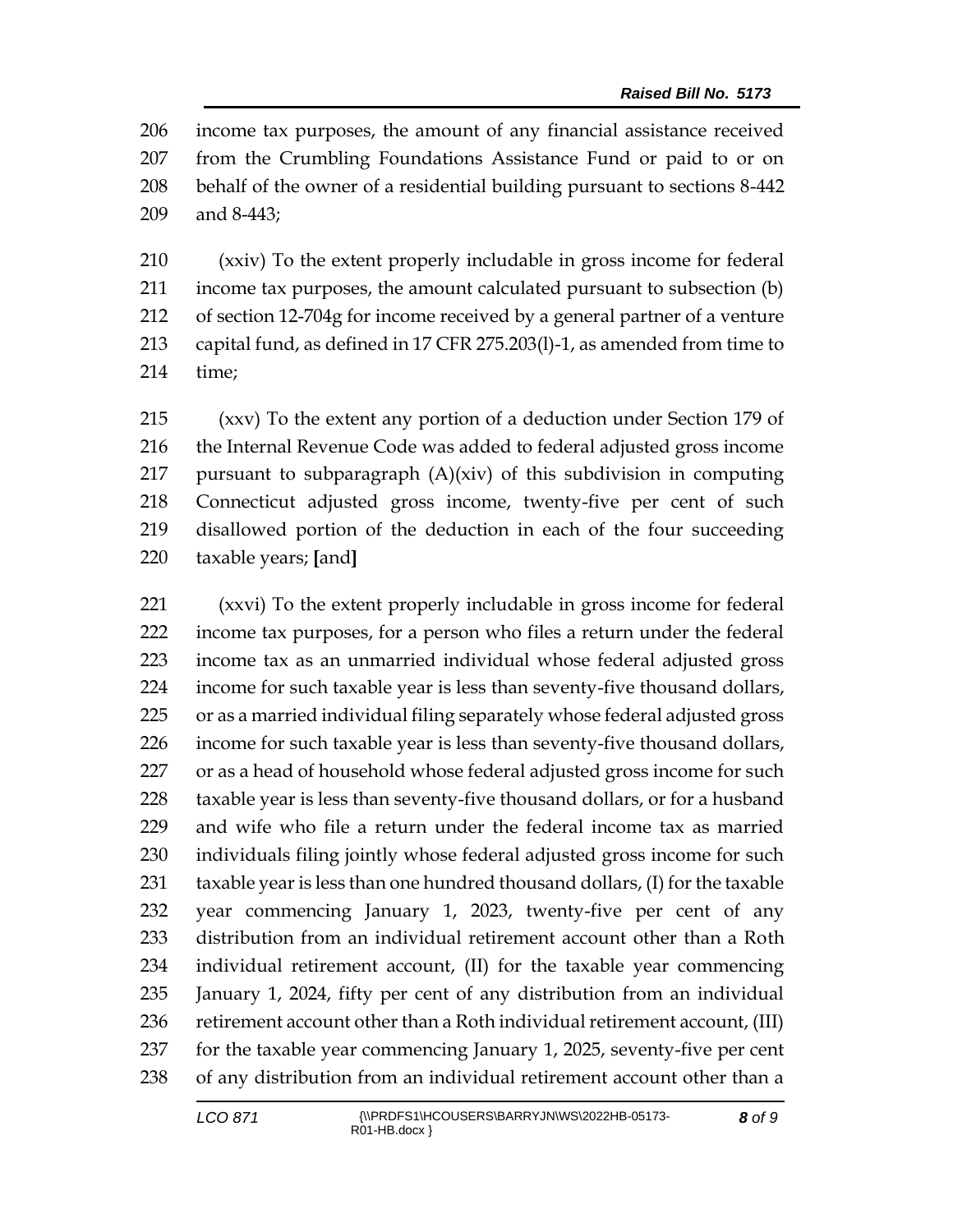income tax purposes, the amount of any financial assistance received from the Crumbling Foundations Assistance Fund or paid to or on behalf of the owner of a residential building pursuant to sections 8-442 and 8-443;

(xxiv) To the extent properly includable in gross income for federal income tax purposes, the amount calculated pursuant to subsection (b) of section 12-704g for income received by a general partner of a venture capital fund, as defined in 17 CFR 275.203(l)-1, as amended from time to time;

(xxv) To the extent any portion of a deduction under Section 179 of the Internal Revenue Code was added to federal adjusted gross income pursuant to subparagraph (A)(xiv) of this subdivision in computing Connecticut adjusted gross income, twenty-five per cent of such disallowed portion of the deduction in each of the four succeeding taxable years; **[**and**]**

(xxvi) To the extent properly includable in gross income for federal income tax purposes, for a person who files a return under the federal income tax as an unmarried individual whose federal adjusted gross income for such taxable year is less than seventy-five thousand dollars, or as a married individual filing separately whose federal adjusted gross income for such taxable year is less than seventy-five thousand dollars, or as a head of household whose federal adjusted gross income for such taxable year is less than seventy-five thousand dollars, or for a husband and wife who file a return under the federal income tax as married individuals filing jointly whose federal adjusted gross income for such taxable year is less than one hundred thousand dollars, (I) for the taxable year commencing January 1, 2023, twenty-five per cent of any distribution from an individual retirement account other than a Roth individual retirement account, (II) for the taxable year commencing January 1, 2024, fifty per cent of any distribution from an individual retirement account other than a Roth individual retirement account, (III) for the taxable year commencing January 1, 2025, seventy-five per cent of any distribution from an individual retirement account other than a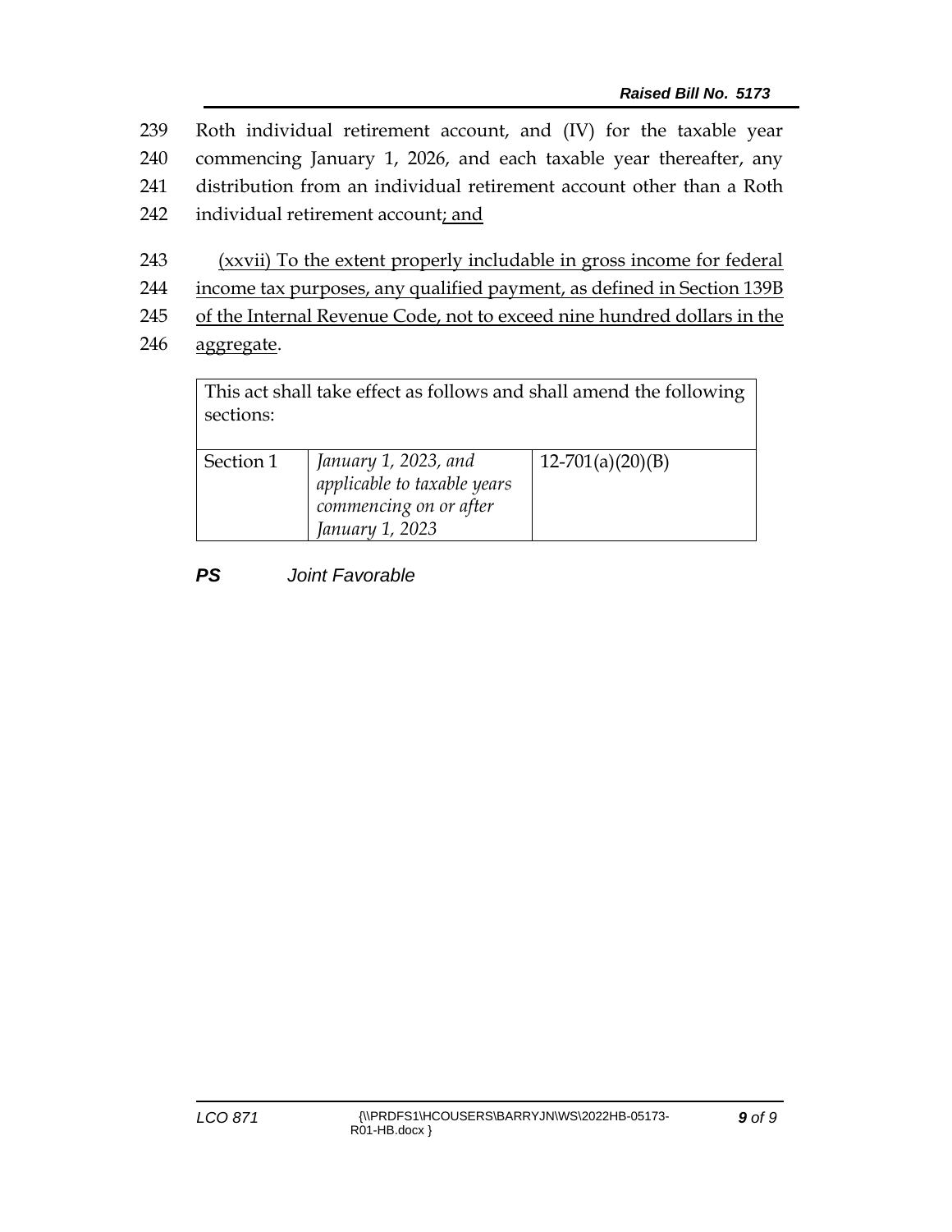239 Roth individual retirement account, and (IV) for the taxable year
240 commencing January 1, 2026, and each taxable year thereafter, any
241 distribution from an individual retirement account other than a Roth
242 individual retirement account; and

243 (xxvii) To the extent properly includable in gross income for federal
244 income tax purposes, any qualified payment, as defined in Section 139B
245 of the Internal Revenue Code, not to exceed nine hundred dollars in the
246 aggregate.

| This act shall take effect as follows and shall amend the following sections: | | |
|---|---|---|
| Section 1 | *January 1, 2023, and applicable to taxable years commencing on or after January 1, 2023* | 12-701(a)(20)(B) |

***PS*** *Joint Favorable*